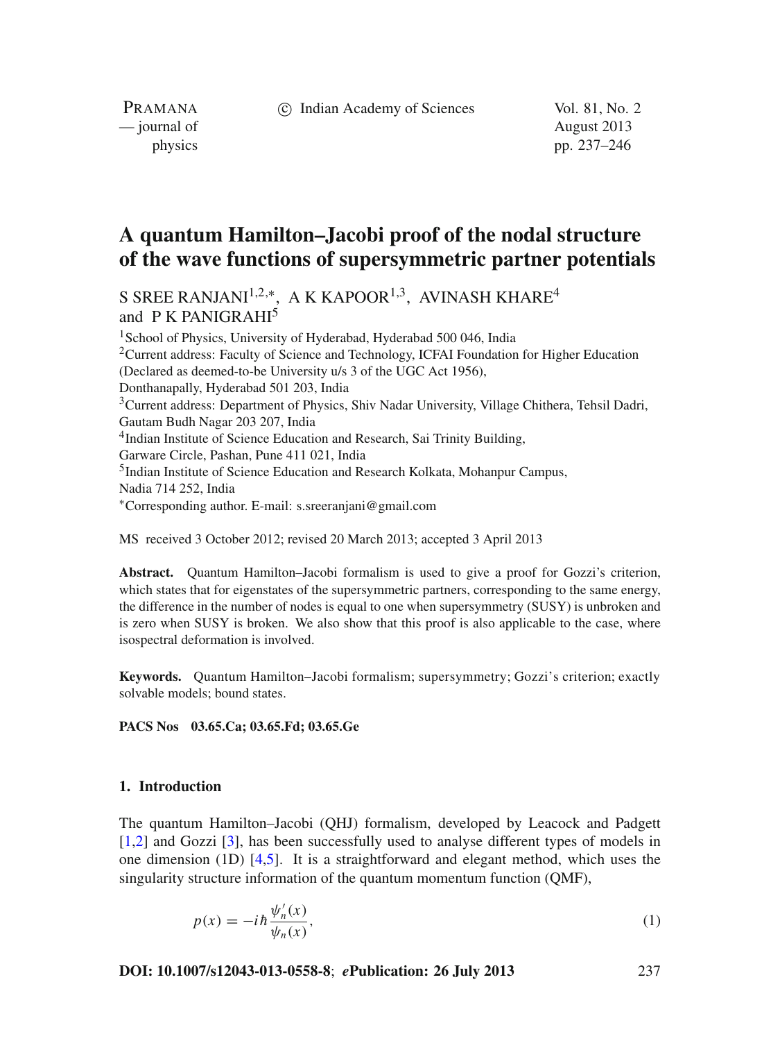# A quantum Hamilton–Jacobi proof of the nodal structure of the wave functions of supersymmetric partner potentials

S SREE RANJANI[1,2,*], A K KAPOOR[1,3], AVINASH KHARE[4] and P K PANIGRAHI[5]

[1]School of Physics, University of Hyderabad, Hyderabad 500 046, India

[2]Current address: Faculty of Science and Technology, ICFAI Foundation for Higher Education (Declared as deemed-to-be University u/s 3 of the UGC Act 1956), Donthanapally, Hyderabad 501 203, India

[3]Current address: Department of Physics, Shiv Nadar University, Village Chithera, Tehsil Dadri, Gautam Budh Nagar 203 207, India

[4]Indian Institute of Science Education and Research, Sai Trinity Building, Garware Circle, Pashan, Pune 411 021, India

[5]Indian Institute of Science Education and Research Kolkata, Mohanpur Campus, Nadia 714 252, India

[*]Corresponding author. E-mail: s.sreeranjani@gmail.com

MS received 3 October 2012; revised 20 March 2013; accepted 3 April 2013

**Abstract.** Quantum Hamilton–Jacobi formalism is used to give a proof for Gozzi's criterion, which states that for eigenstates of the supersymmetric partners, corresponding to the same energy, the difference in the number of nodes is equal to one when supersymmetry (SUSY) is unbroken and is zero when SUSY is broken. We also show that this proof is also applicable to the case, where isospectral deformation is involved.

**Keywords.** Quantum Hamilton–Jacobi formalism; supersymmetry; Gozzi's criterion; exactly solvable models; bound states.

**PACS Nos 03.65.Ca; 03.65.Fd; 03.65.Ge**

## 1. Introduction

The quantum Hamilton–Jacobi (QHJ) formalism, developed by Leacock and Padgett [1,2] and Gozzi [3], has been successfully used to analyse different types of models in one dimension (1D) [4,5]. It is a straightforward and elegant method, which uses the singularity structure information of the quantum momentum function (QMF),

$$p(x) = -i\hbar \frac{\psi_n'(x)}{\psi_n(x)}, \tag{1}$$

**DOI: 10.1007/s12043-013-0558-8**; ***e*Publication: 26 July 2013**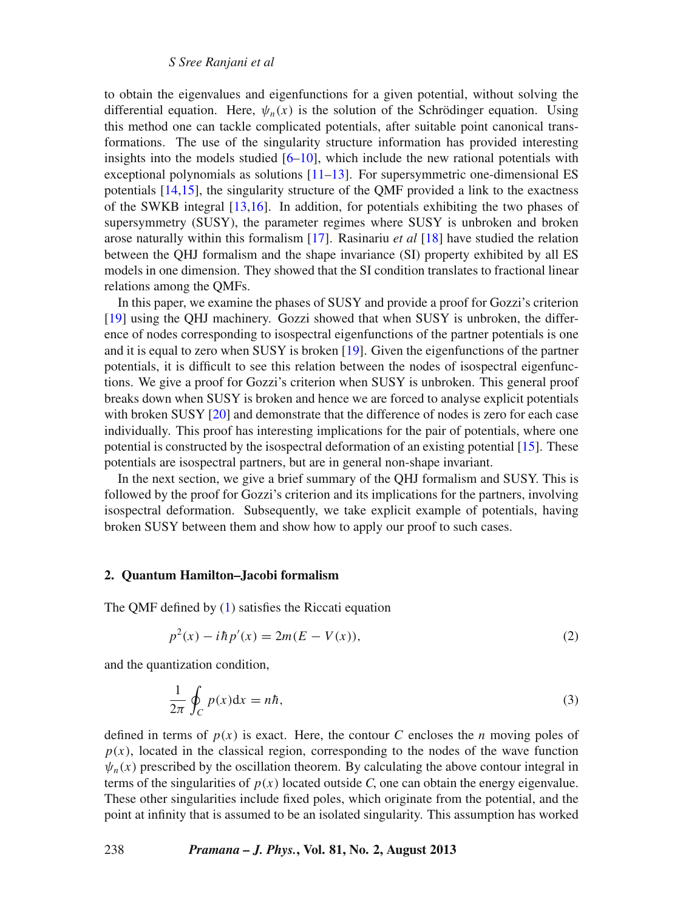to obtain the eigenvalues and eigenfunctions for a given potential, without solving the differential equation. Here, $\psi_n(x)$ is the solution of the Schrödinger equation. Using this method one can tackle complicated potentials, after suitable point canonical transformations. The use of the singularity structure information has provided interesting insights into the models studied [6–10], which include the new rational potentials with exceptional polynomials as solutions [11–13]. For supersymmetric one-dimensional ES potentials [14,15], the singularity structure of the QMF provided a link to the exactness of the SWKB integral [13,16]. In addition, for potentials exhibiting the two phases of supersymmetry (SUSY), the parameter regimes where SUSY is unbroken and broken arose naturally within this formalism [17]. Rasinariu *et al* [18] have studied the relation between the QHJ formalism and the shape invariance (SI) property exhibited by all ES models in one dimension. They showed that the SI condition translates to fractional linear relations among the QMFs.

In this paper, we examine the phases of SUSY and provide a proof for Gozzi's criterion [19] using the QHJ machinery. Gozzi showed that when SUSY is unbroken, the difference of nodes corresponding to isospectral eigenfunctions of the partner potentials is one and it is equal to zero when SUSY is broken [19]. Given the eigenfunctions of the partner potentials, it is difficult to see this relation between the nodes of isospectral eigenfunctions. We give a proof for Gozzi's criterion when SUSY is unbroken. This general proof breaks down when SUSY is broken and hence we are forced to analyse explicit potentials with broken SUSY [20] and demonstrate that the difference of nodes is zero for each case individually. This proof has interesting implications for the pair of potentials, where one potential is constructed by the isospectral deformation of an existing potential [15]. These potentials are isospectral partners, but are in general non-shape invariant.

In the next section, we give a brief summary of the QHJ formalism and SUSY. This is followed by the proof for Gozzi's criterion and its implications for the partners, involving isospectral deformation. Subsequently, we take explicit example of potentials, having broken SUSY between them and show how to apply our proof to such cases.

## 2. Quantum Hamilton–Jacobi formalism

The QMF defined by (1) satisfies the Riccati equation

$$p^2(x) - i\hbar p'(x) = 2m(E - V(x)), \tag{2}$$

and the quantization condition,

$$\frac{1}{2\pi} \oint_C p(x)\mathrm{d}x = n\hbar, \tag{3}$$

defined in terms of $p(x)$ is exact. Here, the contour $C$ encloses the $n$ moving poles of $p(x)$, located in the classical region, corresponding to the nodes of the wave function $\psi_n(x)$ prescribed by the oscillation theorem. By calculating the above contour integral in terms of the singularities of $p(x)$ located outside $C$, one can obtain the energy eigenvalue. These other singularities include fixed poles, which originate from the potential, and the point at infinity that is assumed to be an isolated singularity. This assumption has worked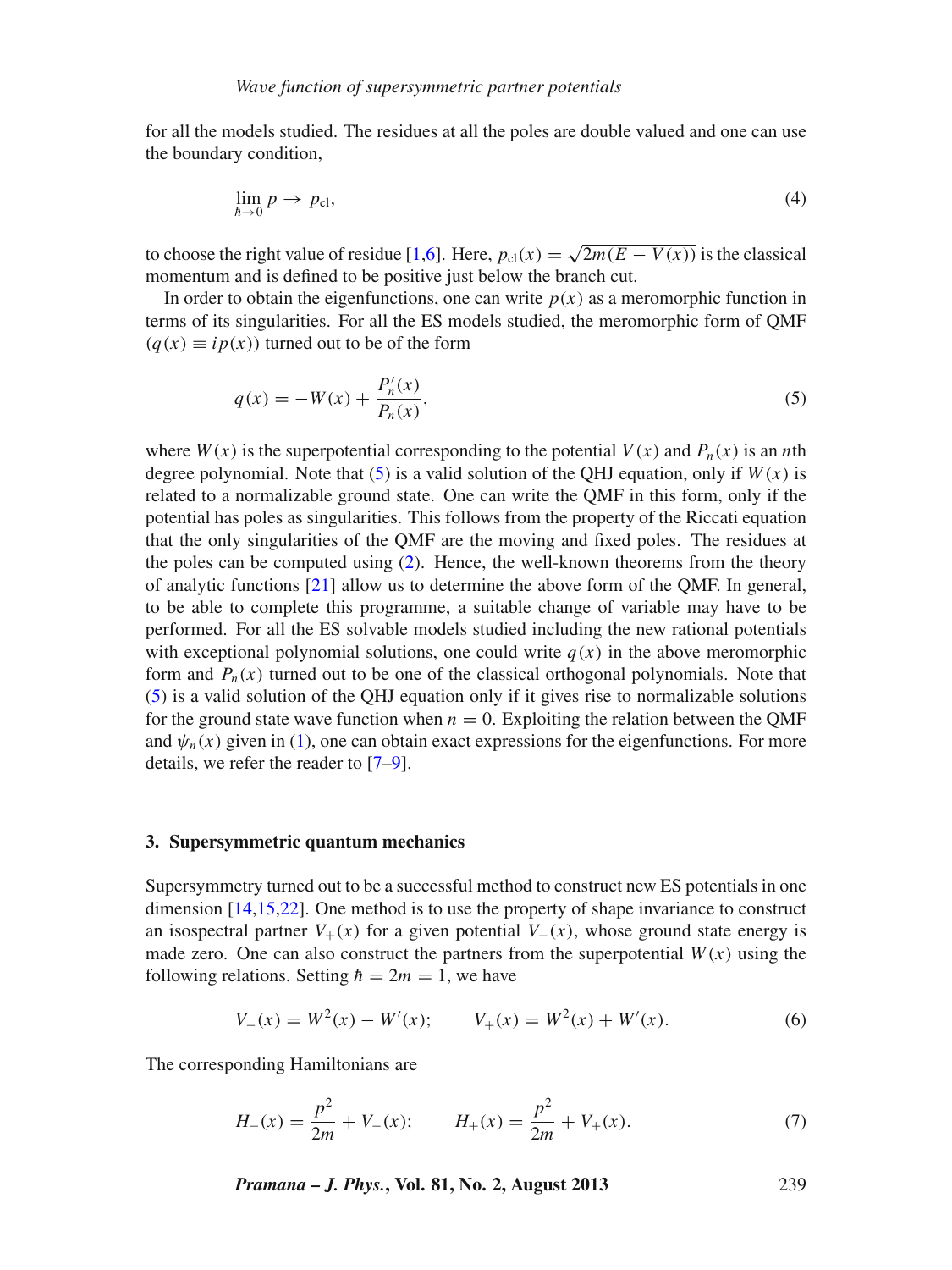for all the models studied. The residues at all the poles are double valued and one can use the boundary condition,

$$\lim_{\hbar \to 0} p \to p_{\mathrm{cl}}, \tag{4}$$

to choose the right value of residue [1,6]. Here, $p_{\mathrm{cl}}(x) = \sqrt{2m(E - V(x))}$ is the classical momentum and is defined to be positive just below the branch cut.

In order to obtain the eigenfunctions, one can write $p(x)$ as a meromorphic function in terms of its singularities. For all the ES models studied, the meromorphic form of QMF ($q(x) \equiv ip(x)$) turned out to be of the form

$$q(x) = -W(x) + \frac{P_n'(x)}{P_n(x)}, \tag{5}$$

where $W(x)$ is the superpotential corresponding to the potential $V(x)$ and $P_n(x)$ is an $n$th degree polynomial. Note that (5) is a valid solution of the QHJ equation, only if $W(x)$ is related to a normalizable ground state. One can write the QMF in this form, only if the potential has poles as singularities. This follows from the property of the Riccati equation that the only singularities of the QMF are the moving and fixed poles. The residues at the poles can be computed using (2). Hence, the well-known theorems from the theory of analytic functions [21] allow us to determine the above form of the QMF. In general, to be able to complete this programme, a suitable change of variable may have to be performed. For all the ES solvable models studied including the new rational potentials with exceptional polynomial solutions, one could write $q(x)$ in the above meromorphic form and $P_n(x)$ turned out to be one of the classical orthogonal polynomials. Note that (5) is a valid solution of the QHJ equation only if it gives rise to normalizable solutions for the ground state wave function when $n = 0$. Exploiting the relation between the QMF and $\psi_n(x)$ given in (1), one can obtain exact expressions for the eigenfunctions. For more details, we refer the reader to [7–9].

## 3. Supersymmetric quantum mechanics

Supersymmetry turned out to be a successful method to construct new ES potentials in one dimension [14,15,22]. One method is to use the property of shape invariance to construct an isospectral partner $V_+(x)$ for a given potential $V_-(x)$, whose ground state energy is made zero. One can also construct the partners from the superpotential $W(x)$ using the following relations. Setting $\hbar = 2m = 1$, we have

$$V_-(x) = W^2(x) - W'(x); \qquad V_+(x) = W^2(x) + W'(x). \tag{6}$$

The corresponding Hamiltonians are

$$H_-(x) = \frac{p^2}{2m} + V_-(x); \qquad H_+(x) = \frac{p^2}{2m} + V_+(x). \tag{7}$$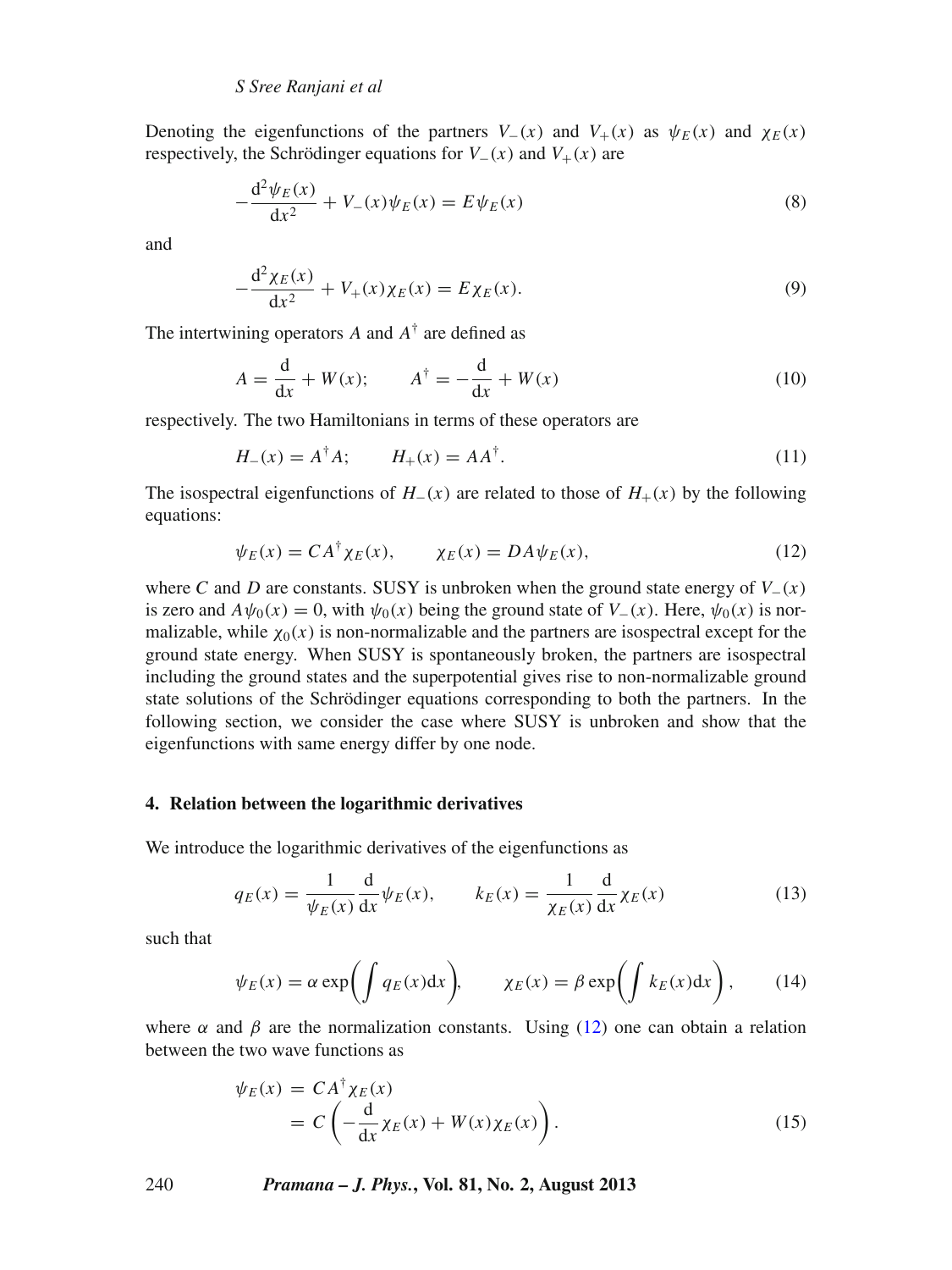Denoting the eigenfunctions of the partners $V_-(x)$ and $V_+(x)$ as $\psi_E(x)$ and $\chi_E(x)$ respectively, the Schrödinger equations for $V_-(x)$ and $V_+(x)$ are

$$-\frac{\mathrm{d}^2\psi_E(x)}{\mathrm{d}x^2} + V_-(x)\psi_E(x) = E\psi_E(x) \tag{8}$$

and

$$-\frac{\mathrm{d}^2\chi_E(x)}{\mathrm{d}x^2} + V_+(x)\chi_E(x) = E\chi_E(x). \tag{9}$$

The intertwining operators $A$ and $A^\dagger$ are defined as

$$A = \frac{\mathrm{d}}{\mathrm{d}x} + W(x); \qquad A^\dagger = -\frac{\mathrm{d}}{\mathrm{d}x} + W(x) \tag{10}$$

respectively. The two Hamiltonians in terms of these operators are

$$H_-(x) = A^\dagger A; \qquad H_+(x) = AA^\dagger. \tag{11}$$

The isospectral eigenfunctions of $H_-(x)$ are related to those of $H_+(x)$ by the following equations:

$$\psi_E(x) = CA^\dagger\chi_E(x), \qquad \chi_E(x) = DA\psi_E(x), \tag{12}$$

where $C$ and $D$ are constants. SUSY is unbroken when the ground state energy of $V_-(x)$ is zero and $A\psi_0(x) = 0$, with $\psi_0(x)$ being the ground state of $V_-(x)$. Here, $\psi_0(x)$ is normalizable, while $\chi_0(x)$ is non-normalizable and the partners are isospectral except for the ground state energy. When SUSY is spontaneously broken, the partners are isospectral including the ground states and the superpotential gives rise to non-normalizable ground state solutions of the Schrödinger equations corresponding to both the partners. In the following section, we consider the case where SUSY is unbroken and show that the eigenfunctions with same energy differ by one node.

## 4. Relation between the logarithmic derivatives

We introduce the logarithmic derivatives of the eigenfunctions as

$$q_E(x) = \frac{1}{\psi_E(x)}\frac{\mathrm{d}}{\mathrm{d}x}\psi_E(x), \qquad k_E(x) = \frac{1}{\chi_E(x)}\frac{\mathrm{d}}{\mathrm{d}x}\chi_E(x) \tag{13}$$

such that

$$\psi_E(x) = \alpha\exp\left(\int q_E(x)\mathrm{d}x\right), \qquad \chi_E(x) = \beta\exp\left(\int k_E(x)\mathrm{d}x\right), \tag{14}$$

where $\alpha$ and $\beta$ are the normalization constants. Using (12) one can obtain a relation between the two wave functions as

$$\begin{aligned}\psi_E(x) &= CA^\dagger\chi_E(x) \\ &= C\left(-\frac{\mathrm{d}}{\mathrm{d}x}\chi_E(x) + W(x)\chi_E(x)\right).\end{aligned} \tag{15}$$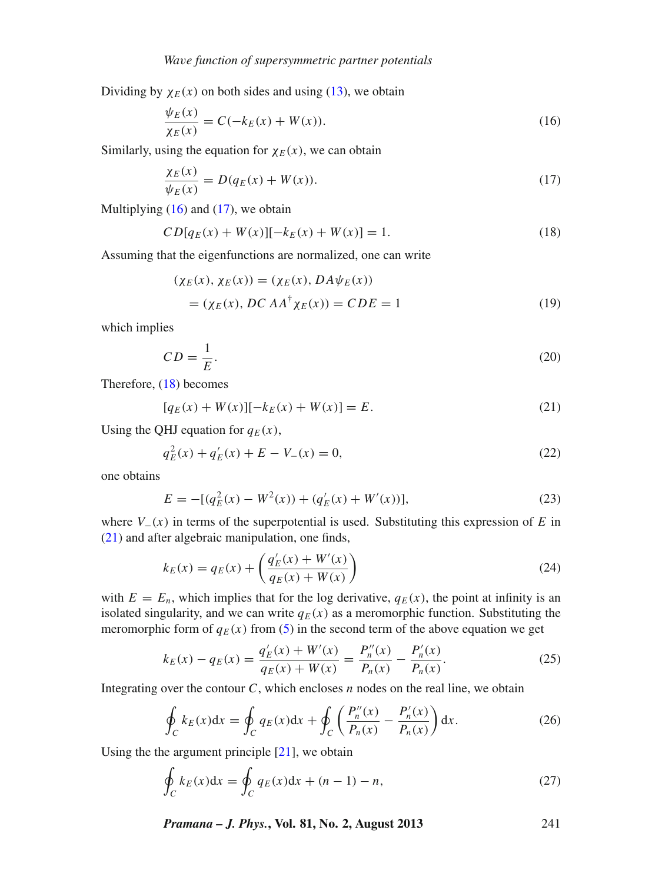Dividing by $\chi_E(x)$ on both sides and using (13), we obtain

$$\frac{\psi_E(x)}{\chi_E(x)} = C(-k_E(x) + W(x)). \tag{16}$$

Similarly, using the equation for $\chi_E(x)$, we can obtain

$$\frac{\chi_E(x)}{\psi_E(x)} = D(q_E(x) + W(x)). \tag{17}$$

Multiplying (16) and (17), we obtain

$$CD[q_E(x) + W(x)][-k_E(x) + W(x)] = 1. \tag{18}$$

Assuming that the eigenfunctions are normalized, one can write

$$\begin{aligned}(\chi_E(x), \chi_E(x)) &= (\chi_E(x), DA\psi_E(x)) \\ &= (\chi_E(x), DC\, AA^{\dagger}\chi_E(x)) = CDE = 1\end{aligned} \tag{19}$$

which implies

$$CD = \frac{1}{E}. \tag{20}$$

Therefore, (18) becomes

$$[q_E(x) + W(x)][-k_E(x) + W(x)] = E. \tag{21}$$

Using the QHJ equation for $q_E(x)$,

$$q_E^2(x) + q_E'(x) + E - V_-(x) = 0, \tag{22}$$

one obtains

$$E = -[(q_E^2(x) - W^2(x)) + (q_E'(x) + W'(x))], \tag{23}$$

where $V_-(x)$ in terms of the superpotential is used. Substituting this expression of $E$ in (21) and after algebraic manipulation, one finds,

$$k_E(x) = q_E(x) + \left(\frac{q_E'(x) + W'(x)}{q_E(x) + W(x)}\right) \tag{24}$$

with $E = E_n$, which implies that for the log derivative, $q_E(x)$, the point at infinity is an isolated singularity, and we can write $q_E(x)$ as a meromorphic function. Substituting the meromorphic form of $q_E(x)$ from (5) in the second term of the above equation we get

$$k_E(x) - q_E(x) = \frac{q_E'(x) + W'(x)}{q_E(x) + W(x)} = \frac{P_n''(x)}{P_n(x)} - \frac{P_n'(x)}{P_n(x)}. \tag{25}$$

Integrating over the contour $C$, which encloses $n$ nodes on the real line, we obtain

$$\oint_C k_E(x)\mathrm{d}x = \oint_C q_E(x)\mathrm{d}x + \oint_C \left(\frac{P_n''(x)}{P_n(x)} - \frac{P_n'(x)}{P_n(x)}\right)\mathrm{d}x. \tag{26}$$

Using the the argument principle [21], we obtain

$$\oint_C k_E(x)\mathrm{d}x = \oint_C q_E(x)\mathrm{d}x + (n-1) - n, \tag{27}$$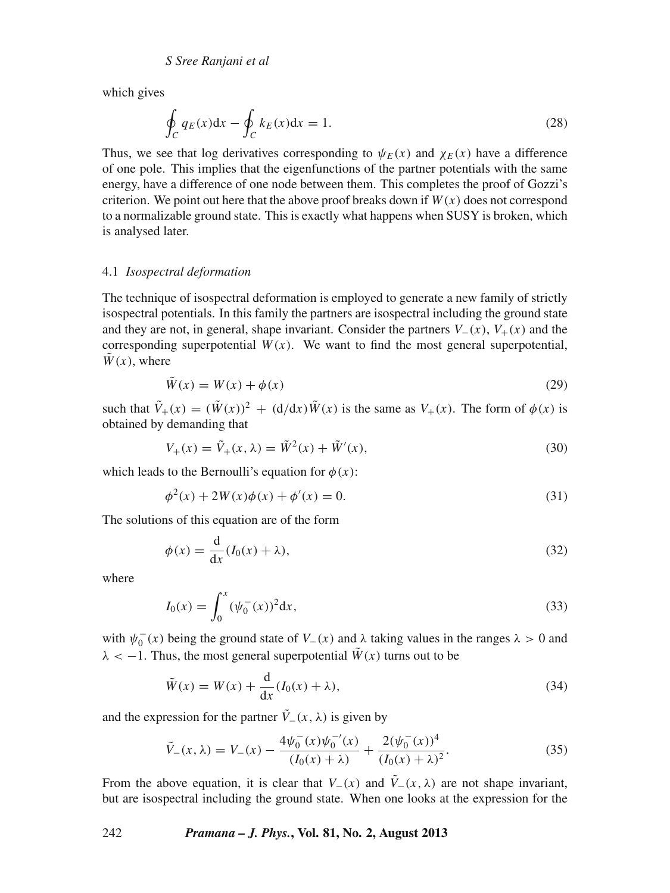which gives

$$\oint_C q_E(x)\mathrm{d}x - \oint_C k_E(x)\mathrm{d}x = 1. \tag{28}$$

Thus, we see that log derivatives corresponding to $\psi_E(x)$ and $\chi_E(x)$ have a difference of one pole. This implies that the eigenfunctions of the partner potentials with the same energy, have a difference of one node between them. This completes the proof of Gozzi's criterion. We point out here that the above proof breaks down if $W(x)$ does not correspond to a normalizable ground state. This is exactly what happens when SUSY is broken, which is analysed later.

### 4.1 *Isospectral deformation*

The technique of isospectral deformation is employed to generate a new family of strictly isospectral potentials. In this family the partners are isospectral including the ground state and they are not, in general, shape invariant. Consider the partners $V_-(x)$, $V_+(x)$ and the corresponding superpotential $W(x)$. We want to find the most general superpotential, $\tilde{W}(x)$, where

$$\tilde{W}(x) = W(x) + \phi(x) \tag{29}$$

such that $\tilde{V}_+(x) = (\tilde{W}(x))^2 + (\mathrm{d}/\mathrm{d}x)\tilde{W}(x)$ is the same as $V_+(x)$. The form of $\phi(x)$ is obtained by demanding that

$$V_+(x) = \tilde{V}_+(x,\lambda) = \tilde{W}^2(x) + \tilde{W}'(x), \tag{30}$$

which leads to the Bernoulli's equation for $\phi(x)$:

$$\phi^2(x) + 2W(x)\phi(x) + \phi'(x) = 0. \tag{31}$$

The solutions of this equation are of the form

$$\phi(x) = \frac{\mathrm{d}}{\mathrm{d}x}(I_0(x) + \lambda), \tag{32}$$

where

$$I_0(x) = \int_0^x (\psi_0^-(x))^2 \mathrm{d}x, \tag{33}$$

with $\psi_0^-(x)$ being the ground state of $V_-(x)$ and $\lambda$ taking values in the ranges $\lambda > 0$ and $\lambda < -1$. Thus, the most general superpotential $\tilde{W}(x)$ turns out to be

$$\tilde{W}(x) = W(x) + \frac{\mathrm{d}}{\mathrm{d}x}(I_0(x) + \lambda), \tag{34}$$

and the expression for the partner $\tilde{V}_-(x,\lambda)$ is given by

$$\tilde{V}_-(x,\lambda) = V_-(x) - \frac{4\psi_0^-(x)\psi_0^{-\prime}(x)}{(I_0(x)+\lambda)} + \frac{2(\psi_0^-(x))^4}{(I_0(x)+\lambda)^2}. \tag{35}$$

From the above equation, it is clear that $V_-(x)$ and $\tilde{V}_-(x,\lambda)$ are not shape invariant, but are isospectral including the ground state. When one looks at the expression for the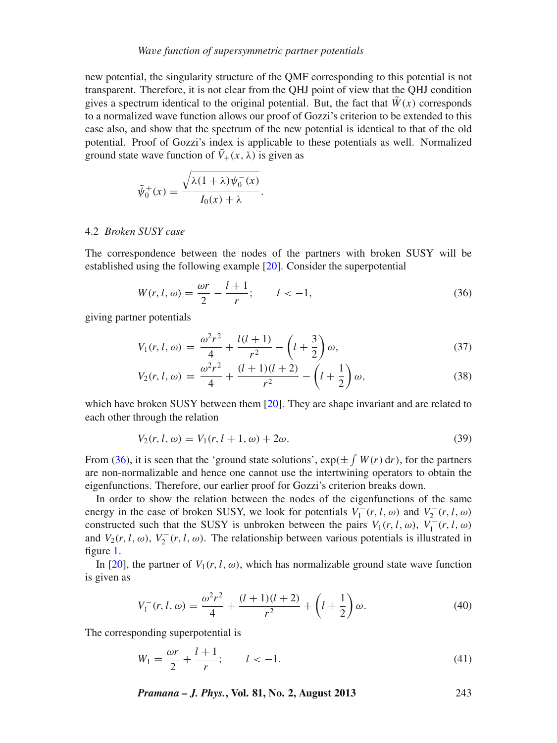new potential, the singularity structure of the QMF corresponding to this potential is not transparent. Therefore, it is not clear from the QHJ point of view that the QHJ condition gives a spectrum identical to the original potential. But, the fact that $\tilde{W}(x)$ corresponds to a normalized wave function allows our proof of Gozzi's criterion to be extended to this case also, and show that the spectrum of the new potential is identical to that of the old potential. Proof of Gozzi's index is applicable to these potentials as well. Normalized ground state wave function of $\tilde{V}_{+}(x, \lambda)$ is given as

$$\tilde{\psi}_0^{+}(x) = \frac{\sqrt{\lambda(1+\lambda)\psi_0^{-}(x)}}{I_0(x) + \lambda}.$$

### 4.2 *Broken SUSY case*

The correspondence between the nodes of the partners with broken SUSY will be established using the following example [20]. Consider the superpotential

$$W(r, l, \omega) = \frac{\omega r}{2} - \frac{l+1}{r}; \qquad l < -1, \tag{36}$$

giving partner potentials

$$V_1(r, l, \omega) = \frac{\omega^2 r^2}{4} + \frac{l(l+1)}{r^2} - \left(l + \frac{3}{2}\right)\omega, \tag{37}$$

$$V_2(r, l, \omega) = \frac{\omega^2 r^2}{4} + \frac{(l+1)(l+2)}{r^2} - \left(l + \frac{1}{2}\right)\omega, \tag{38}$$

which have broken SUSY between them [20]. They are shape invariant and are related to each other through the relation

$$V_2(r, l, \omega) = V_1(r, l+1, \omega) + 2\omega. \tag{39}$$

From (36), it is seen that the 'ground state solutions', $\exp(\pm \int W(r)\,\mathrm{d}r)$, for the partners are non-normalizable and hence one cannot use the intertwining operators to obtain the eigenfunctions. Therefore, our earlier proof for Gozzi's criterion breaks down.

In order to show the relation between the nodes of the eigenfunctions of the same energy in the case of broken SUSY, we look for potentials $V_1^{-}(r, l, \omega)$ and $V_2^{-}(r, l, \omega)$ constructed such that the SUSY is unbroken between the pairs $V_1(r, l, \omega)$, $V_1^{-}(r, l, \omega)$ and $V_2(r, l, \omega)$, $V_2^{-}(r, l, \omega)$. The relationship between various potentials is illustrated in figure 1.

In [20], the partner of $V_1(r, l, \omega)$, which has normalizable ground state wave function is given as

$$V_1^{-}(r, l, \omega) = \frac{\omega^2 r^2}{4} + \frac{(l+1)(l+2)}{r^2} + \left(l + \frac{1}{2}\right)\omega. \tag{40}$$

The corresponding superpotential is

$$W_1 = \frac{\omega r}{2} + \frac{l+1}{r}; \qquad l < -1. \tag{41}$$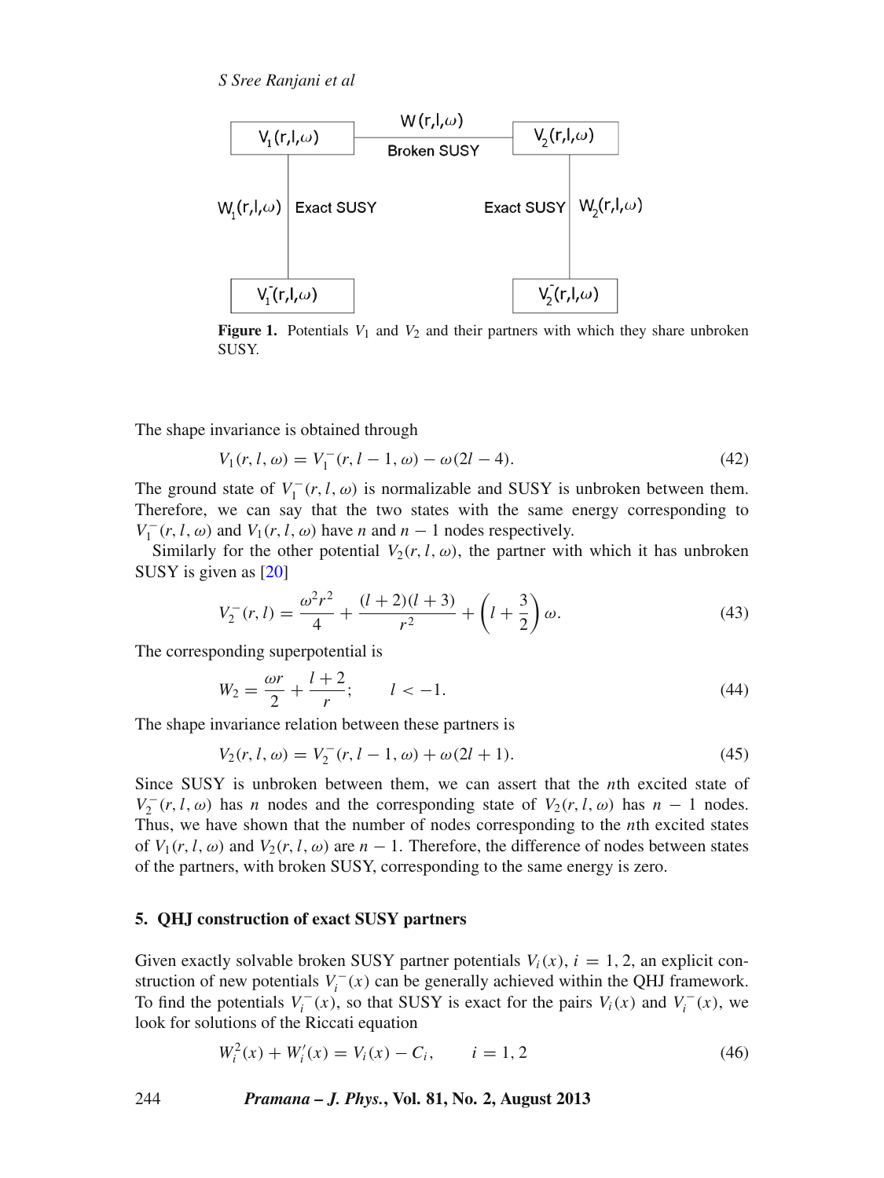**Figure 1.** Potentials $V_1$ and $V_2$ and their partners with which they share unbroken SUSY.

The shape invariance is obtained through

$$V_1(r, l, \omega) = V_1^-(r, l-1, \omega) - \omega(2l-4). \tag{42}$$

The ground state of $V_1^-(r, l, \omega)$ is normalizable and SUSY is unbroken between them. Therefore, we can say that the two states with the same energy corresponding to $V_1^-(r, l, \omega)$ and $V_1(r, l, \omega)$ have $n$ and $n-1$ nodes respectively.

Similarly for the other potential $V_2(r, l, \omega)$, the partner with which it has unbroken SUSY is given as [20]

$$V_2^-(r, l) = \frac{\omega^2 r^2}{4} + \frac{(l+2)(l+3)}{r^2} + \left(l + \frac{3}{2}\right)\omega. \tag{43}$$

The corresponding superpotential is

$$W_2 = \frac{\omega r}{2} + \frac{l+2}{r}; \qquad l < -1. \tag{44}$$

The shape invariance relation between these partners is

$$V_2(r, l, \omega) = V_2^-(r, l-1, \omega) + \omega(2l+1). \tag{45}$$

Since SUSY is unbroken between them, we can assert that the $n$th excited state of $V_2^-(r, l, \omega)$ has $n$ nodes and the corresponding state of $V_2(r, l, \omega)$ has $n-1$ nodes. Thus, we have shown that the number of nodes corresponding to the $n$th excited states of $V_1(r, l, \omega)$ and $V_2(r, l, \omega)$ are $n-1$. Therefore, the difference of nodes between states of the partners, with broken SUSY, corresponding to the same energy is zero.

## 5. QHJ construction of exact SUSY partners

Given exactly solvable broken SUSY partner potentials $V_i(x)$, $i = 1, 2$, an explicit construction of new potentials $V_i^-(x)$ can be generally achieved within the QHJ framework. To find the potentials $V_i^-(x)$, so that SUSY is exact for the pairs $V_i(x)$ and $V_i^-(x)$, we look for solutions of the Riccati equation

$$W_i^2(x) + W_i'(x) = V_i(x) - C_i, \qquad i = 1, 2 \tag{46}$$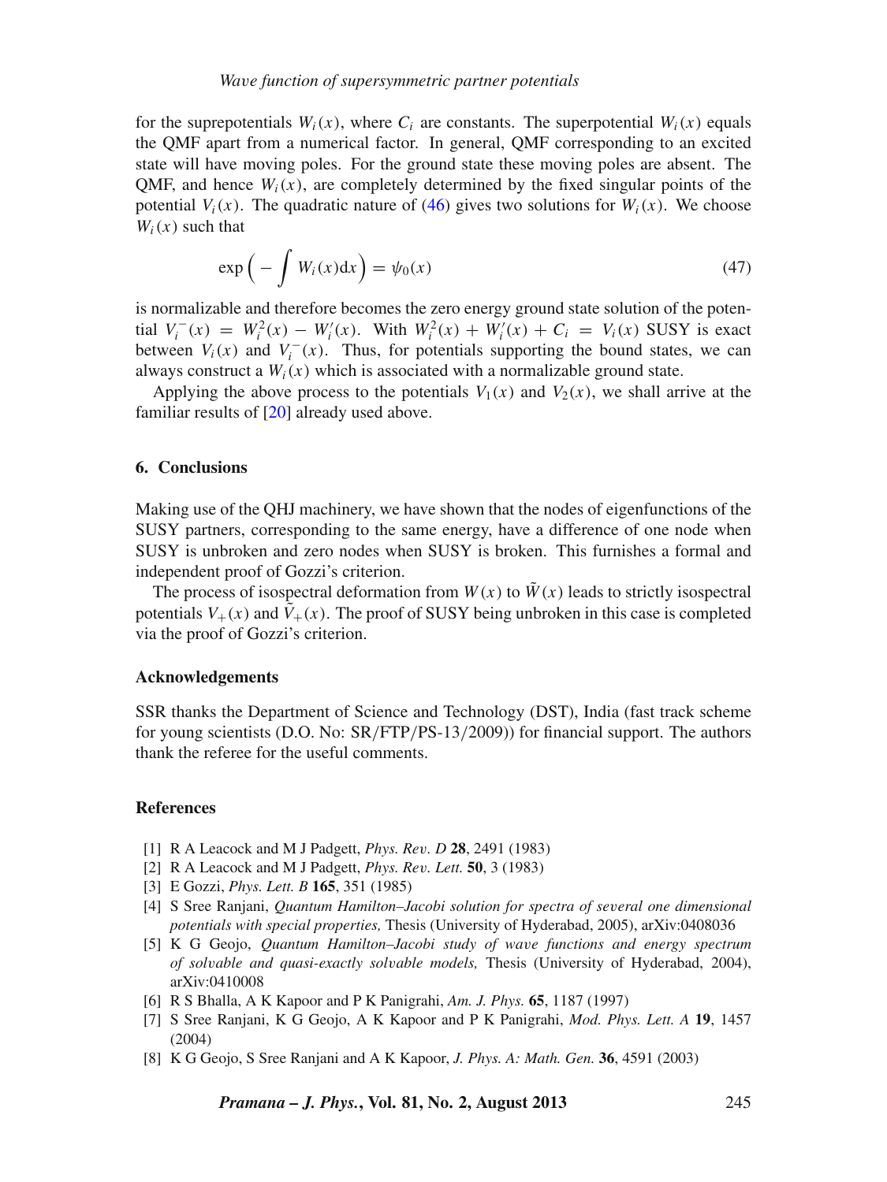for the suprepotentials $W_i(x)$, where $C_i$ are constants. The superpotential $W_i(x)$ equals the QMF apart from a numerical factor. In general, QMF corresponding to an excited state will have moving poles. For the ground state these moving poles are absent. The QMF, and hence $W_i(x)$, are completely determined by the fixed singular points of the potential $V_i(x)$. The quadratic nature of (46) gives two solutions for $W_i(x)$. We choose $W_i(x)$ such that

$$\exp\left(-\int W_i(x)\mathrm{d}x\right) = \psi_0(x) \tag{47}$$

is normalizable and therefore becomes the zero energy ground state solution of the potential $V_i^-(x) = W_i^2(x) - W_i'(x)$. With $W_i^2(x) + W_i'(x) + C_i = V_i(x)$ SUSY is exact between $V_i(x)$ and $V_i^-(x)$. Thus, for potentials supporting the bound states, we can always construct a $W_i(x)$ which is associated with a normalizable ground state.

Applying the above process to the potentials $V_1(x)$ and $V_2(x)$, we shall arrive at the familiar results of [20] already used above.

## 6. Conclusions

Making use of the QHJ machinery, we have shown that the nodes of eigenfunctions of the SUSY partners, corresponding to the same energy, have a difference of one node when SUSY is unbroken and zero nodes when SUSY is broken. This furnishes a formal and independent proof of Gozzi's criterion.

The process of isospectral deformation from $W(x)$ to $\tilde{W}(x)$ leads to strictly isospectral potentials $V_+(x)$ and $\tilde{V}_+(x)$. The proof of SUSY being unbroken in this case is completed via the proof of Gozzi's criterion.

### Acknowledgements

SSR thanks the Department of Science and Technology (DST), India (fast track scheme for young scientists (D.O. No: SR/FTP/PS-13/2009)) for financial support. The authors thank the referee for the useful comments.

### References

[1] R A Leacock and M J Padgett, *Phys. Rev. D* **28**, 2491 (1983)

[2] R A Leacock and M J Padgett, *Phys. Rev. Lett.* **50**, 3 (1983)

[3] E Gozzi, *Phys. Lett. B* **165**, 351 (1985)

[4] S Sree Ranjani, *Quantum Hamilton–Jacobi solution for spectra of several one dimensional potentials with special properties,* Thesis (University of Hyderabad, 2005), arXiv:0408036

[5] K G Geojo, *Quantum Hamilton–Jacobi study of wave functions and energy spectrum of solvable and quasi-exactly solvable models,* Thesis (University of Hyderabad, 2004), arXiv:0410008

[6] R S Bhalla, A K Kapoor and P K Panigrahi, *Am. J. Phys.* **65**, 1187 (1997)

[7] S Sree Ranjani, K G Geojo, A K Kapoor and P K Panigrahi, *Mod. Phys. Lett. A* **19**, 1457 (2004)

[8] K G Geojo, S Sree Ranjani and A K Kapoor, *J. Phys. A: Math. Gen.* **36**, 4591 (2003)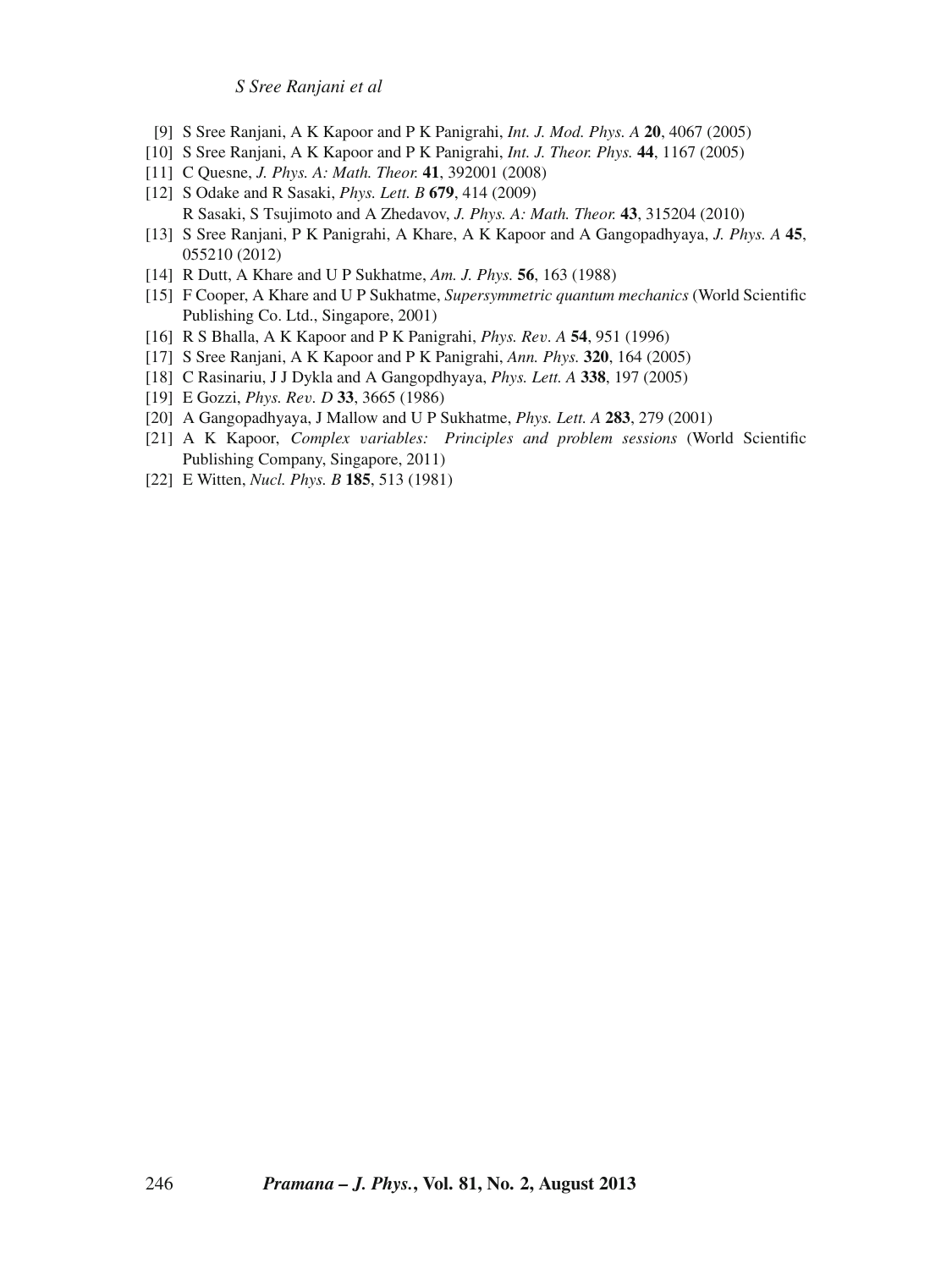[9] S Sree Ranjani, A K Kapoor and P K Panigrahi, *Int. J. Mod. Phys. A* **20**, 4067 (2005)

[10] S Sree Ranjani, A K Kapoor and P K Panigrahi, *Int. J. Theor. Phys.* **44**, 1167 (2005)

[11] C Quesne, *J. Phys. A: Math. Theor.* **41**, 392001 (2008)

[12] S Odake and R Sasaki, *Phys. Lett. B* **679**, 414 (2009)
R Sasaki, S Tsujimoto and A Zhedavov, *J. Phys. A: Math. Theor.* **43**, 315204 (2010)

[13] S Sree Ranjani, P K Panigrahi, A Khare, A K Kapoor and A Gangopadhyaya, *J. Phys. A* **45**, 055210 (2012)

[14] R Dutt, A Khare and U P Sukhatme, *Am. J. Phys.* **56**, 163 (1988)

[15] F Cooper, A Khare and U P Sukhatme, *Supersymmetric quantum mechanics* (World Scientific Publishing Co. Ltd., Singapore, 2001)

[16] R S Bhalla, A K Kapoor and P K Panigrahi, *Phys. Rev. A* **54**, 951 (1996)

[17] S Sree Ranjani, A K Kapoor and P K Panigrahi, *Ann. Phys.* **320**, 164 (2005)

[18] C Rasinariu, J J Dykla and A Gangopdhyaya, *Phys. Lett. A* **338**, 197 (2005)

[19] E Gozzi, *Phys. Rev. D* **33**, 3665 (1986)

[20] A Gangopadhyaya, J Mallow and U P Sukhatme, *Phys. Lett. A* **283**, 279 (2001)

[21] A K Kapoor, *Complex variables: Principles and problem sessions* (World Scientific Publishing Company, Singapore, 2011)

[22] E Witten, *Nucl. Phys. B* **185**, 513 (1981)